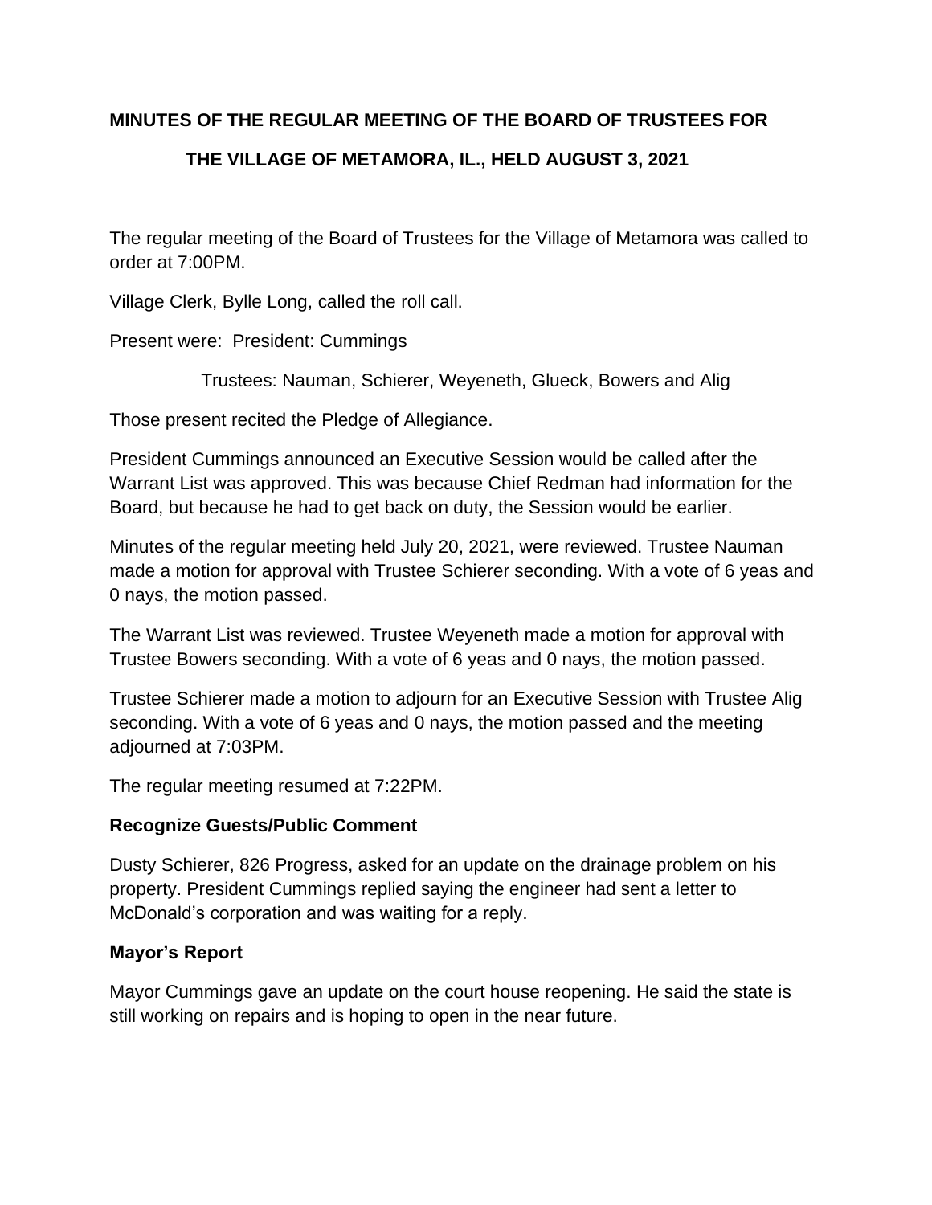**MINUTES OF THE REGULAR MEETING OF THE BOARD OF TRUSTEES FOR THE VILLAGE OF METAMORA, IL., HELD AUGUST 3, 2021**

The regular meeting of the Board of Trustees for the Village of Metamora was called to order at 7:00PM.

Village Clerk, Bylle Long, called the roll call.

Present were: President: Cummings

Trustees: Nauman, Schierer, Weyeneth, Glueck, Bowers and Alig

Those present recited the Pledge of Allegiance.

President Cummings announced an Executive Session would be called after the Warrant List was approved. This was because Chief Redman had information for the Board, but because he had to get back on duty, the Session would be earlier.

Minutes of the regular meeting held July 20, 2021, were reviewed. Trustee Nauman made a motion for approval with Trustee Schierer seconding. With a vote of 6 yeas and 0 nays, the motion passed.

The Warrant List was reviewed. Trustee Weyeneth made a motion for approval with Trustee Bowers seconding. With a vote of 6 yeas and 0 nays, the motion passed.

Trustee Schierer made a motion to adjourn for an Executive Session with Trustee Alig seconding. With a vote of 6 yeas and 0 nays, the motion passed and the meeting adjourned at 7:03PM.

The regular meeting resumed at 7:22PM.

**Recognize Guests/Public Comment**

Dusty Schierer, 826 Progress, asked for an update on the drainage problem on his property. President Cummings replied saying the engineer had sent a letter to McDonald's corporation and was waiting for a reply.

**Mayor's Report**

Mayor Cummings gave an update on the court house reopening. He said the state is still working on repairs and is hoping to open in the near future.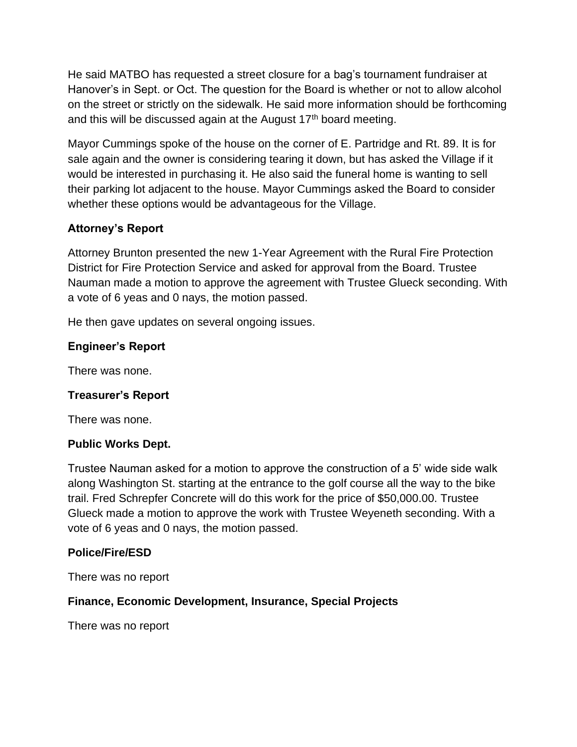He said MATBO has requested a street closure for a bag's tournament fundraiser at Hanover's in Sept. or Oct. The question for the Board is whether or not to allow alcohol on the street or strictly on the sidewalk. He said more information should be forthcoming and this will be discussed again at the August 17th board meeting.

Mayor Cummings spoke of the house on the corner of E. Partridge and Rt. 89. It is for sale again and the owner is considering tearing it down, but has asked the Village if it would be interested in purchasing it. He also said the funeral home is wanting to sell their parking lot adjacent to the house. Mayor Cummings asked the Board to consider whether these options would be advantageous for the Village.

**Attorney's Report**

Attorney Brunton presented the new 1-Year Agreement with the Rural Fire Protection District for Fire Protection Service and asked for approval from the Board. Trustee Nauman made a motion to approve the agreement with Trustee Glueck seconding. With a vote of 6 yeas and 0 nays, the motion passed.

He then gave updates on several ongoing issues.

**Engineer's Report**

There was none.

**Treasurer's Report**

There was none.

**Public Works Dept.**

Trustee Nauman asked for a motion to approve the construction of a 5' wide side walk along Washington St. starting at the entrance to the golf course all the way to the bike trail. Fred Schrepfer Concrete will do this work for the price of $50,000.00. Trustee Glueck made a motion to approve the work with Trustee Weyeneth seconding. With a vote of 6 yeas and 0 nays, the motion passed.

**Police/Fire/ESD**

There was no report

**Finance, Economic Development, Insurance, Special Projects**

There was no report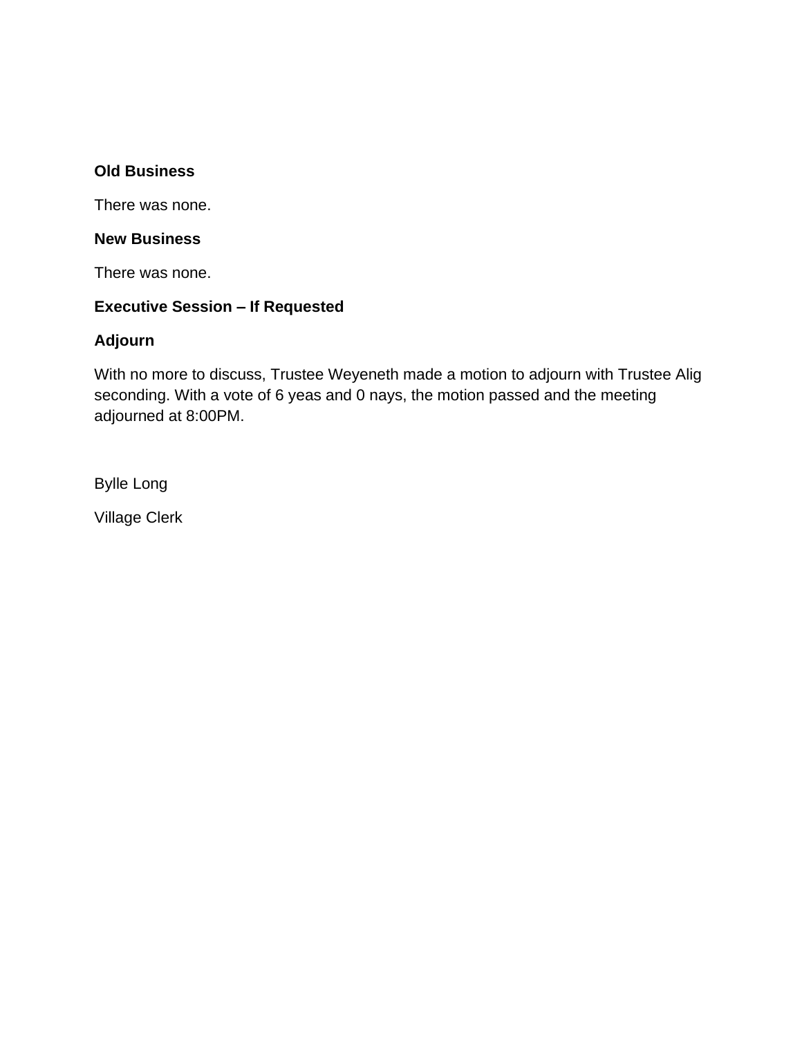**Old Business**

There was none.

**New Business**

There was none.

**Executive Session – If Requested**

**Adjourn**

With no more to discuss, Trustee Weyeneth made a motion to adjourn with Trustee Alig seconding. With a vote of 6 yeas and 0 nays, the motion passed and the meeting adjourned at 8:00PM.

Bylle Long

Village Clerk